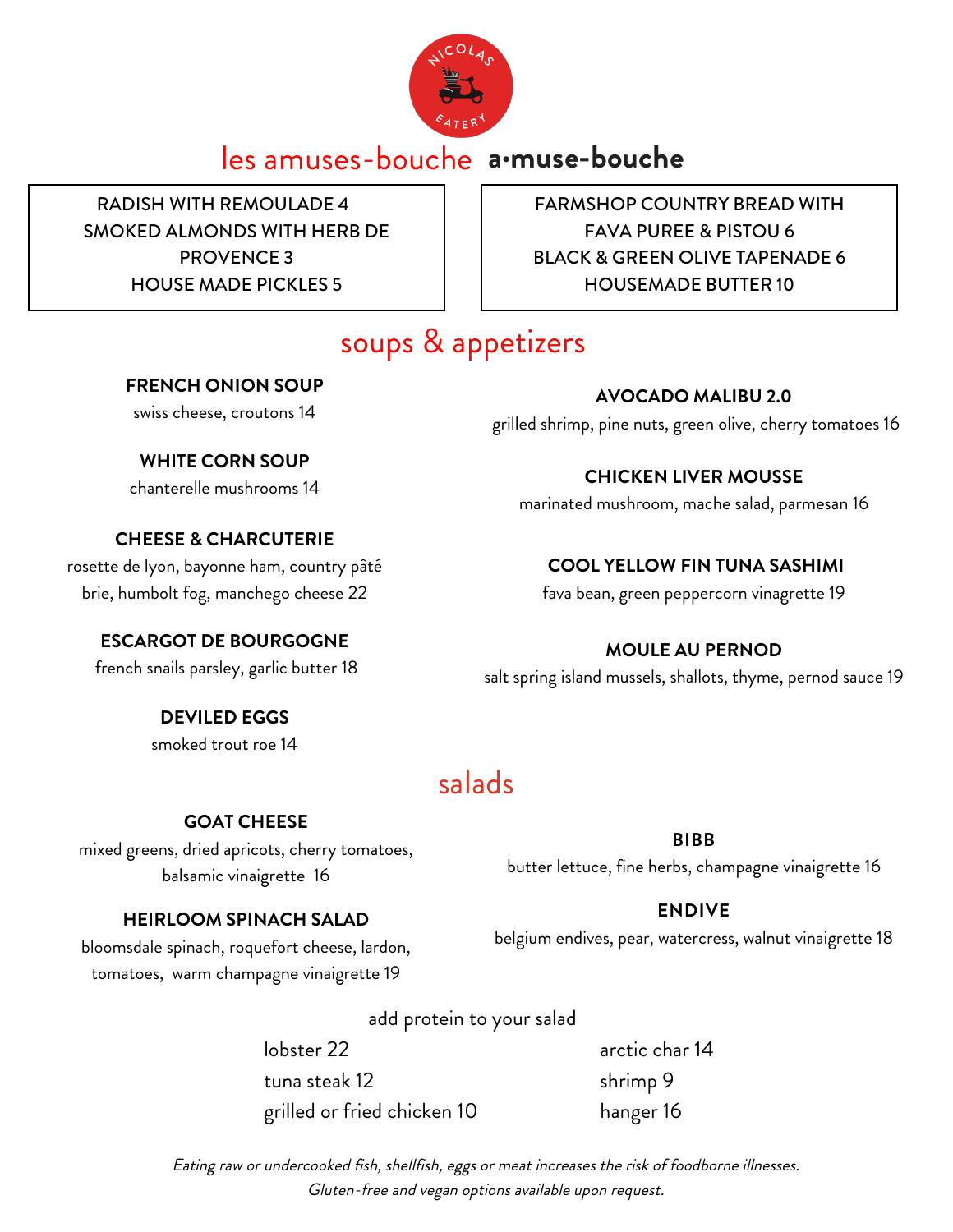NICOLAS EATERY

# les amuses-bouche **a·muse-bouche**

RADISH WITH REMOULADE 4
SMOKED ALMONDS WITH HERB DE PROVENCE 3
HOUSE MADE PICKLES 5

FARMSHOP COUNTRY BREAD WITH FAVA PUREE & PISTOU 6
BLACK & GREEN OLIVE TAPENADE 6
HOUSEMADE BUTTER 10

## soups & appetizers

**FRENCH ONION SOUP**
swiss cheese, croutons 14

**WHITE CORN SOUP**
chanterelle mushrooms 14

**CHEESE & CHARCUTERIE**
rosette de lyon, bayonne ham, country pâté
brie, humbolt fog, manchego cheese 22

**ESCARGOT DE BOURGOGNE**
french snails parsley, garlic butter 18

**DEVILED EGGS**
smoked trout roe 14

**AVOCADO MALIBU 2.0**
grilled shrimp, pine nuts, green olive, cherry tomatoes 16

**CHICKEN LIVER MOUSSE**
marinated mushroom, mache salad, parmesan 16

**COOL YELLOW FIN TUNA SASHIMI**
fava bean, green peppercorn vinagrette 19

**MOULE AU PERNOD**
salt spring island mussels, shallots, thyme, pernod sauce 19

## salads

**GOAT CHEESE**
mixed greens, dried apricots, cherry tomatoes, balsamic vinaigrette 16

**HEIRLOOM SPINACH SALAD**
bloomsdale spinach, roquefort cheese, lardon, tomatoes, warm champagne vinaigrette 19

**BIBB**
butter lettuce, fine herbs, champagne vinaigrette 16

**ENDIVE**
belgium endives, pear, watercress, walnut vinaigrette 18

add protein to your salad

lobster 22
tuna steak 12
grilled or fried chicken 10
arctic char 14
shrimp 9
hanger 16

*Eating raw or undercooked fish, shellfish, eggs or meat increases the risk of foodborne illnesses.*
*Gluten-free and vegan options available upon request.*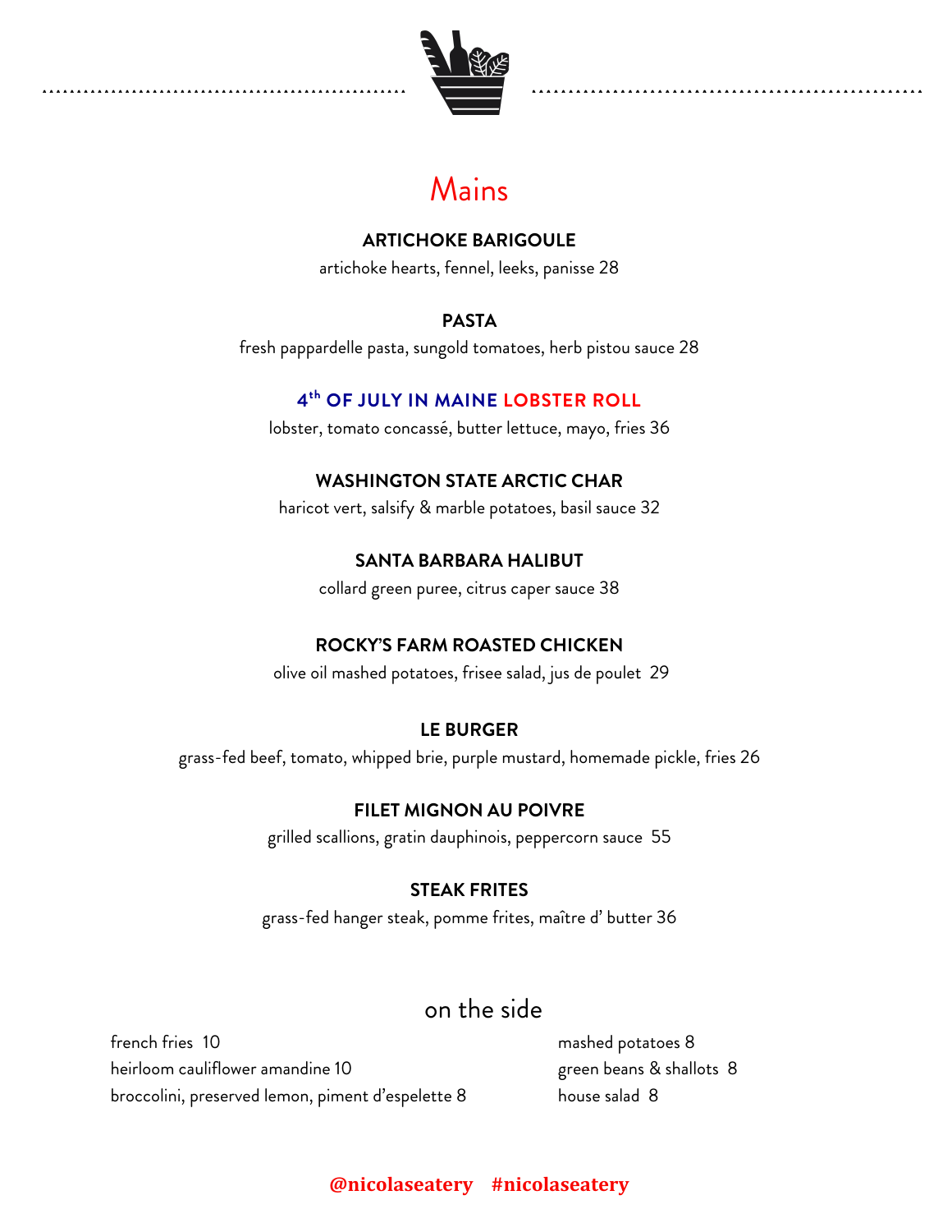# Mains

**ARTICHOKE BARIGOULE**

artichoke hearts, fennel, leeks, panisse 28

**PASTA**

fresh pappardelle pasta, sungold tomatoes, herb pistou sauce 28

**4th OF JULY IN MAINE LOBSTER ROLL**

lobster, tomato concassé, butter lettuce, mayo, fries 36

**WASHINGTON STATE ARCTIC CHAR**

haricot vert, salsify & marble potatoes, basil sauce 32

**SANTA BARBARA HALIBUT**

collard green puree, citrus caper sauce 38

**ROCKY'S FARM ROASTED CHICKEN**

olive oil mashed potatoes, frisee salad, jus de poulet 29

**LE BURGER**

grass-fed beef, tomato, whipped brie, purple mustard, homemade pickle, fries 26

**FILET MIGNON AU POIVRE**

grilled scallions, gratin dauphinois, peppercorn sauce 55

**STEAK FRITES**

grass-fed hanger steak, pomme frites, maître d' butter 36

## on the side

french fries 10
heirloom cauliflower amandine 10
broccolini, preserved lemon, piment d'espelette 8
mashed potatoes 8
green beans & shallots 8
house salad 8

**@nicolaseatery #nicolaseatery**